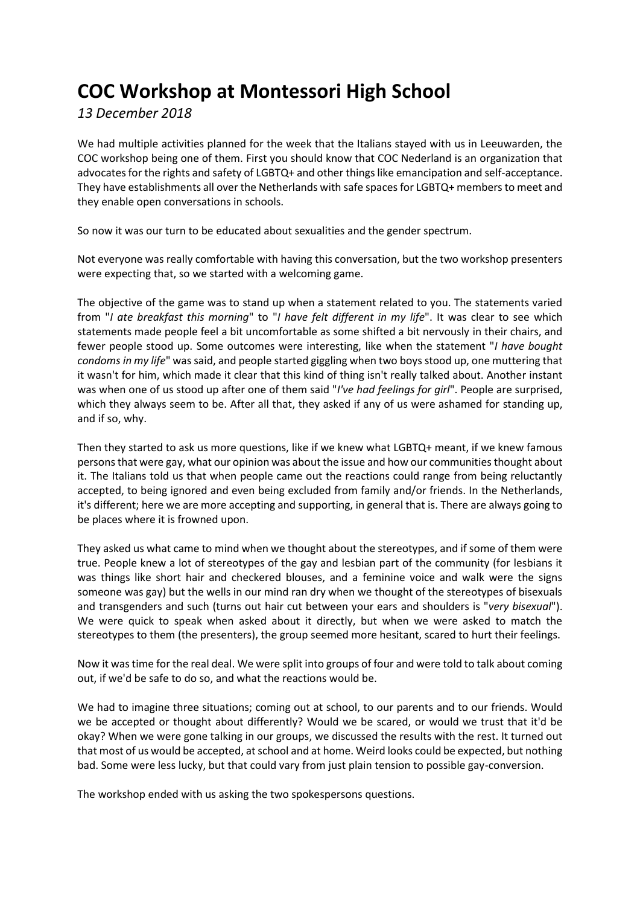# COC Workshop at Montessori High School

*13 December 2018*

We had multiple activities planned for the week that the Italians stayed with us in Leeuwarden, the COC workshop being one of them. First you should know that COC Nederland is an organization that advocates for the rights and safety of LGBTQ+ and other things like emancipation and self-acceptance. They have establishments all over the Netherlands with safe spaces for LGBTQ+ members to meet and they enable open conversations in schools.

So now it was our turn to be educated about sexualities and the gender spectrum.

Not everyone was really comfortable with having this conversation, but the two workshop presenters were expecting that, so we started with a welcoming game.

The objective of the game was to stand up when a statement related to you. The statements varied from "*I ate breakfast this morning*" to "*I have felt different in my life*". It was clear to see which statements made people feel a bit uncomfortable as some shifted a bit nervously in their chairs, and fewer people stood up. Some outcomes were interesting, like when the statement "*I have bought condoms in my life*" was said, and people started giggling when two boys stood up, one muttering that it wasn't for him, which made it clear that this kind of thing isn't really talked about. Another instant was when one of us stood up after one of them said "*I've had feelings for girl*". People are surprised, which they always seem to be. After all that, they asked if any of us were ashamed for standing up, and if so, why.

Then they started to ask us more questions, like if we knew what LGBTQ+ meant, if we knew famous persons that were gay, what our opinion was about the issue and how our communities thought about it. The Italians told us that when people came out the reactions could range from being reluctantly accepted, to being ignored and even being excluded from family and/or friends. In the Netherlands, it's different; here we are more accepting and supporting, in general that is. There are always going to be places where it is frowned upon.

They asked us what came to mind when we thought about the stereotypes, and if some of them were true. People knew a lot of stereotypes of the gay and lesbian part of the community (for lesbians it was things like short hair and checkered blouses, and a feminine voice and walk were the signs someone was gay) but the wells in our mind ran dry when we thought of the stereotypes of bisexuals and transgenders and such (turns out hair cut between your ears and shoulders is "*very bisexual*"). We were quick to speak when asked about it directly, but when we were asked to match the stereotypes to them (the presenters), the group seemed more hesitant, scared to hurt their feelings.

Now it was time for the real deal. We were split into groups of four and were told to talk about coming out, if we'd be safe to do so, and what the reactions would be.

We had to imagine three situations; coming out at school, to our parents and to our friends. Would we be accepted or thought about differently? Would we be scared, or would we trust that it'd be okay? When we were gone talking in our groups, we discussed the results with the rest. It turned out that most of us would be accepted, at school and at home. Weird looks could be expected, but nothing bad. Some were less lucky, but that could vary from just plain tension to possible gay-conversion.

The workshop ended with us asking the two spokespersons questions.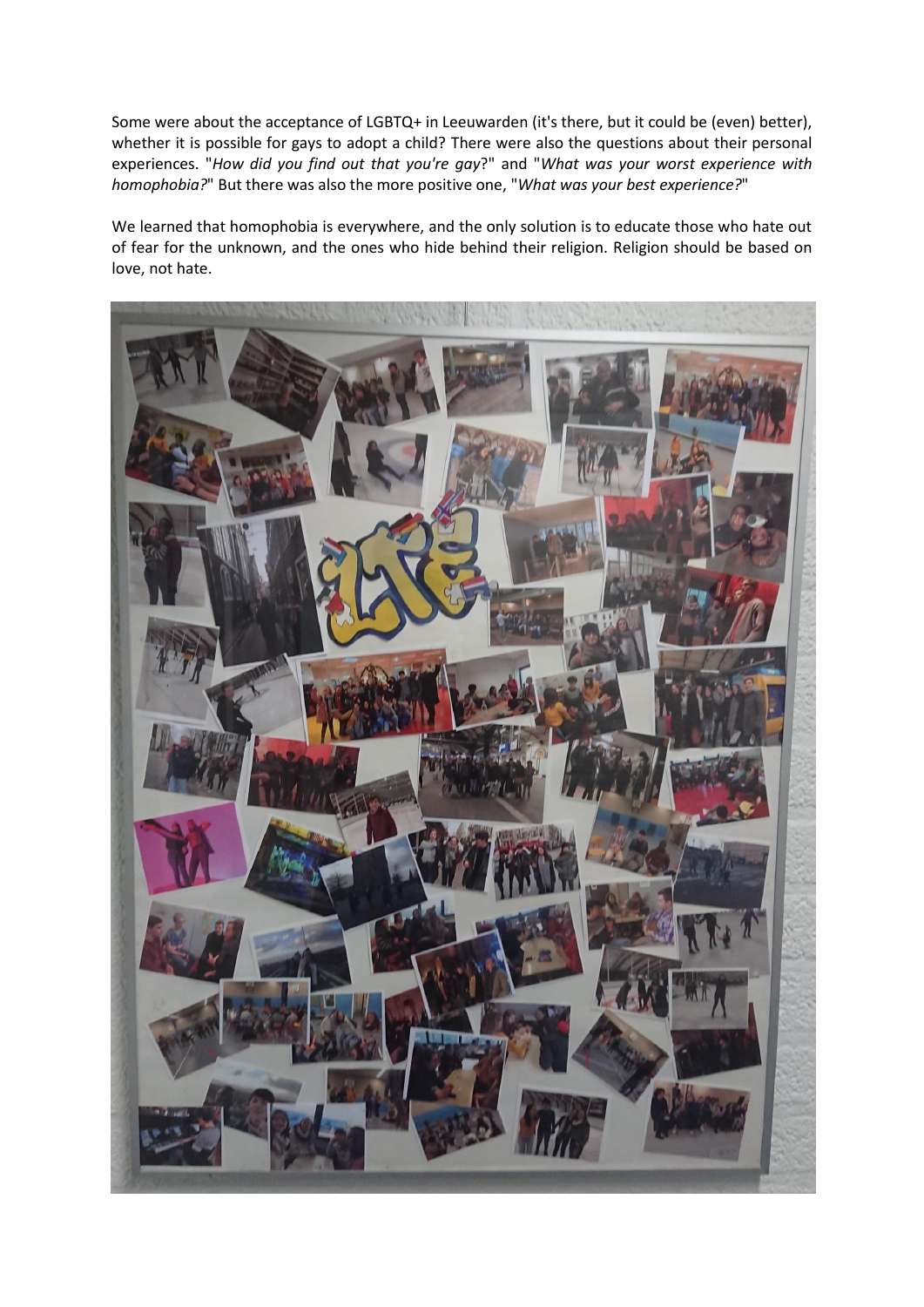Some were about the acceptance of LGBTQ+ in Leeuwarden (it's there, but it could be (even) better), whether it is possible for gays to adopt a child? There were also the questions about their personal experiences. "*How did you find out that you're gay*?" and "*What was your worst experience with homophobia?*" But there was also the more positive one, "*What was your best experience?*"

We learned that homophobia is everywhere, and the only solution is to educate those who hate out of fear for the unknown, and the ones who hide behind their religion. Religion should be based on love, not hate.